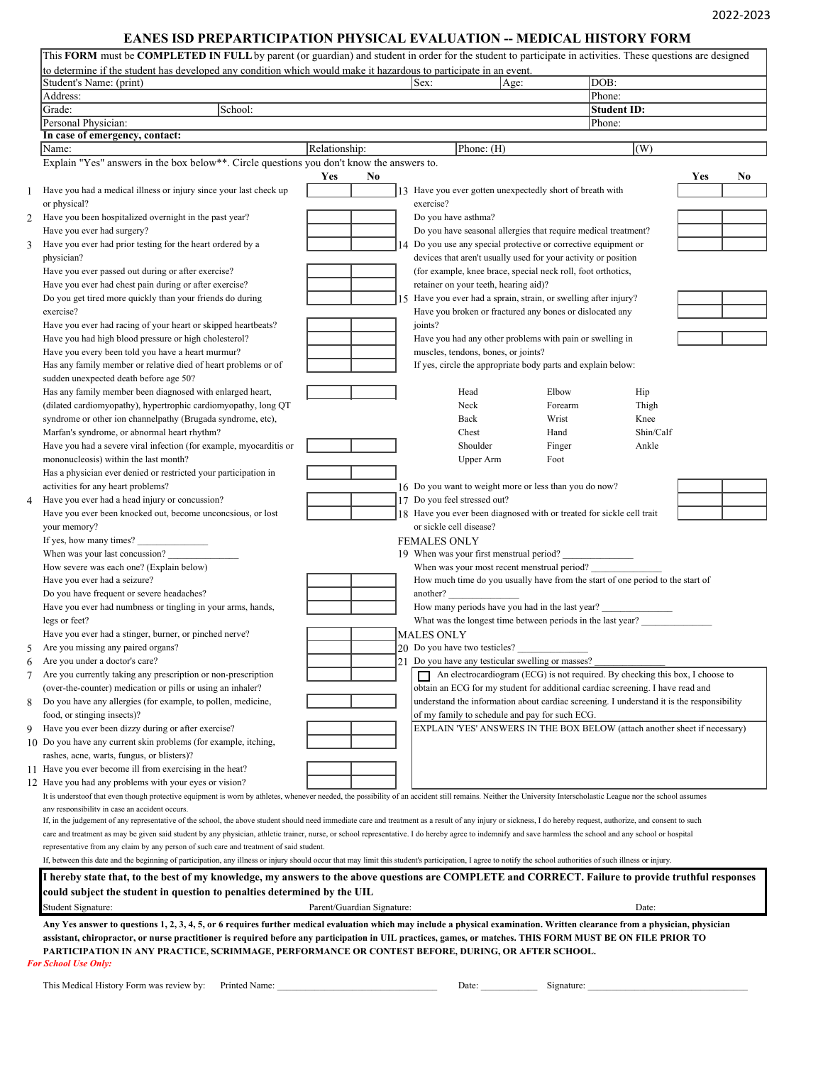2022-2023

# EANES ISD PREPARTICIPATION PHYSICAL EVALUATION -- MEDICAL HISTORY FORM

This **FORM** must be **COMPLETED IN FULL** by parent (or guardian) and student in order for the student to participate in activities. These questions are designed to determine if the student has developed any condition which would make it hazardous to participate in an event.

| | | | |
|---|---|---|---|
| Student's Name: (print) | Sex: | Age: | DOB: |
| Address: | | | Phone: |
| Grade: | School: | | **Student ID:** |
| Personal Physician: | | | Phone: |

**In case of emergency, contact:**

| | | | |
|---|---|---|---|
| Name: | Relationship: | Phone: (H) | (W) |

Explain "Yes" answers in the box below**. Circle questions you don't know the answers to.

| # | Question | Yes | No |
|---|---|---|---|
| 1 | Have you had a medical illness or injury since your last check up or physical? | | |
| 2 | Have you been hospitalized overnight in the past year? | | |
| | Have you ever had surgery? | | |
| 3 | Have you ever had prior testing for the heart ordered by a physician? | | |
| | Have you ever passed out during or after exercise? | | |
| | Have you ever had chest pain during or after exercise? | | |
| | Do you get tired more quickly than your friends do during exercise? | | |
| | Have you ever had racing of your heart or skipped heartbeats? | | |
| | Have you had high blood pressure or high cholesterol? | | |
| | Have you every been told you have a heart murmur? | | |
| | Has any family member or relative died of heart problems or of sudden unexpected death before age 50? | | |
| | Has any family member been diagnosed with enlarged heart, (dilated cardiomyopathy), hypertrophic cardiomyopathy, long QT syndrome or other ion channelpathy (Brugada syndrome, etc), Marfan's syndrome, or abnormal heart rhythm? | | |
| | Have you had a severe viral infection (for example, myocarditis or mononucleosis) within the last month? | | |
| | Has a physician ever denied or restricted your participation in activities for any heart problems? | | |
| 4 | Have you ever had a head injury or concussion? | | |
| | Have you ever been knocked out, become unconcsious, or lost your memory? | | |
| | If yes, how many times? _______________ | | |
| | When was your last concussion? _______________ | | |
| | How severe was each one? (Explain below) | | |
| | Have you ever had a seizure? | | |
| | Do you have frequent or severe headaches? | | |
| | Have you ever had numbness or tingling in your arms, hands, legs or feet? | | |
| | Have you ever had a stinger, burner, or pinched nerve? | | |
| 5 | Are you missing any paired organs? | | |
| 6 | Are you under a doctor's care? | | |
| 7 | Are you currently taking any prescription or non-prescription (over-the-counter) medication or pills or using an inhaler? | | |
| 8 | Do you have any allergies (for example, to pollen, medicine, food, or stinging insects)? | | |
| 9 | Have you ever been dizzy during or after exercise? | | |
| 10 | Do you have any current skin problems (for example, itching, rashes, acne, warts, fungus, or blisters)? | | |
| 11 | Have you ever become ill from exercising in the heat? | | |
| 12 | Have you had any problems with your eyes or vision? | | |
| 13 | Have you ever gotten unexpectedly short of breath with exercise? | | |
| | Do you have asthma? | | |
| | Do you have seasonal allergies that require medical treatment? | | |
| 14 | Do you use any special protective or corrective equipment or devices that aren't usually used for your activity or position (for example, knee brace, special neck roll, foot orthotics, retainer on your teeth, hearing aid)? | | |
| 15 | Have you ever had a sprain, strain, or swelling after injury? | | |
| | Have you broken or fractured any bones or dislocated any joints? | | |
| | Have you had any other problems with pain or swelling in muscles, tendons, bones, or joints? | | |
| | If yes, circle the appropriate body parts and explain below: | | |
| 16 | Do you want to weight more or less than you do now? | | |
| 17 | Do you feel stressed out? | | |
| 18 | Have you ever been diagnosed with or treated for sickle cell trait or sickle cell disease? | | |

| | | |
|---|---|---|
| Head | Elbow | Hip |
| Neck | Forearm | Thigh |
| Back | Wrist | Knee |
| Chest | Hand | Shin/Calf |
| Shoulder | Finger | Ankle |
| Upper Arm | Foot | |

FEMALES ONLY

19 When was your first menstrual period? _______________
When was your most recent menstrual period? _______________
How much time do you usually have from the start of one period to the start of another? _______________
How many periods have you had in the last year? _______________
What was the longest time between periods in the last year? _______________

MALES ONLY

20 Do you have two testicles? _______________
21 Do you have any testicular swelling or masses? _______________

☐ An electrocardiogram (ECG) is not required. By checking this box, I choose to obtain an ECG for my student for additional cardiac screening. I have read and understand the information about cardiac screening. I understand it is the responsibility of my family to schedule and pay for such ECG.

EXPLAIN 'YES' ANSWERS IN THE BOX BELOW (attach another sheet if necessary)

It is understood that even though protective equipment is worn by athletes, whenever needed, the possibility of an accident still remains. Neither the University Interscholastic League nor the school assumes any responsibility in case an accident occurs.

If, in the judgement of any representative of the school, the above student should need immediate care and treatment as a result of any injury or sickness, I do hereby request, authorize, and consent to such care and treatment as may be given said student by any physician, athletic trainer, nurse, or school representative. I do hereby agree to indemnify and save harmless the school and any school or hospital representative from any claim by any person of such care and treatment of said student.

If, between this date and the beginning of participation, any illness or injury should occur that may limit this student's participation, I agree to notify the school authorities of such illness or injury.

**I hereby state that, to the best of my knowledge, my answers to the above questions are COMPLETE and CORRECT. Failure to provide truthful responses could subject the student in question to penalties determined by the UIL**

Student Signature: Parent/Guardian Signature: Date:

**Any Yes answer to questions 1, 2, 3, 4, 5, or 6 requires further medical evaluation which may include a physical examination. Written clearance from a physician, physician assistant, chiropractor, or nurse practitioner is required before any participation in UIL practices, games, or matches. THIS FORM MUST BE ON FILE PRIOR TO PARTICIPATION IN ANY PRACTICE, SCRIMMAGE, PERFORMANCE OR CONTEST BEFORE, DURING, OR AFTER SCHOOL.**

*For School Use Only:*

This Medical History Form was review by: Printed Name: ________________________________ Date: ____________ Signature: ________________________________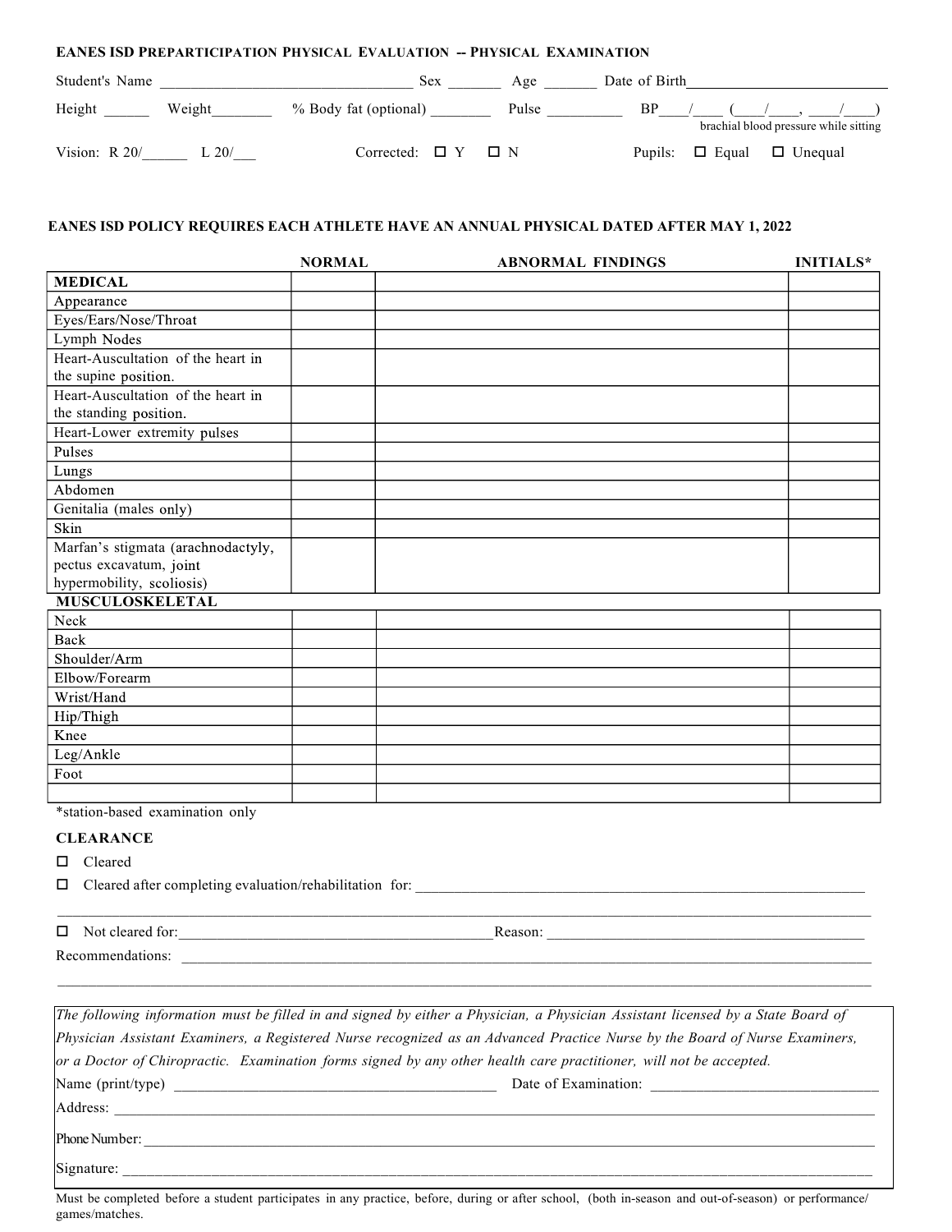# EANES ISD PREPARTICIPATION PHYSICAL EVALUATION -- PHYSICAL EXAMINATION

Student's Name ________________________________ Sex _______ Age _______ Date of Birth ___________________________

Height ______ Weight________ % Body fat (optional) ________ Pulse __________ BP____/____ (____/____, ____/____)
brachial blood pressure while sitting

Vision: R 20/______ L 20/___ Corrected: ☐ Y ☐ N Pupils: ☐ Equal ☐ Unequal

**EANES ISD POLICY REQUIRES EACH ATHLETE HAVE AN ANNUAL PHYSICAL DATED AFTER MAY 1, 2022**

| | NORMAL | ABNORMAL FINDINGS | INITIALS* |
|---|---|---|---|
| **MEDICAL** | | | |
| Appearance | | | |
| Eyes/Ears/Nose/Throat | | | |
| Lymph Nodes | | | |
| Heart-Auscultation of the heart in the supine position. | | | |
| Heart-Auscultation of the heart in the standing position. | | | |
| Heart-Lower extremity pulses | | | |
| Pulses | | | |
| Lungs | | | |
| Abdomen | | | |
| Genitalia (males only) | | | |
| Skin | | | |
| Marfan's stigmata (arachnodactyly, pectus excavatum, joint hypermobility, scoliosis) | | | |
| **MUSCULOSKELETAL** | | | |
| Neck | | | |
| Back | | | |
| Shoulder/Arm | | | |
| Elbow/Forearm | | | |
| Wrist/Hand | | | |
| Hip/Thigh | | | |
| Knee | | | |
| Leg/Ankle | | | |
| Foot | | | |
| | | | |

*station-based examination only

**CLEARANCE**

☐ Cleared

☐ Cleared after completing evaluation/rehabilitation for: ______________________________________________________________

______________________________________________________________________________________________________

☐ Not cleared for:_________________________________________Reason: __________________________________________

Recommendations: ______________________________________________________________________________________

______________________________________________________________________________________________________

*The following information must be filled in and signed by either a Physician, a Physician Assistant licensed by a State Board of Physician Assistant Examiners, a Registered Nurse recognized as an Advanced Practice Nurse by the Board of Nurse Examiners, or a Doctor of Chiropractic. Examination forms signed by any other health care practitioner, will not be accepted.*

Name (print/type) ___________________________________________ Date of Examination: ______________________________

Address: ____________________________________________________________________________________________

Phone Number: _______________________________________________________________________________________

Signature: ___________________________________________________________________________________________

Must be completed before a student participates in any practice, before, during or after school, (both in-season and out-of-season) or performance/ games/matches.